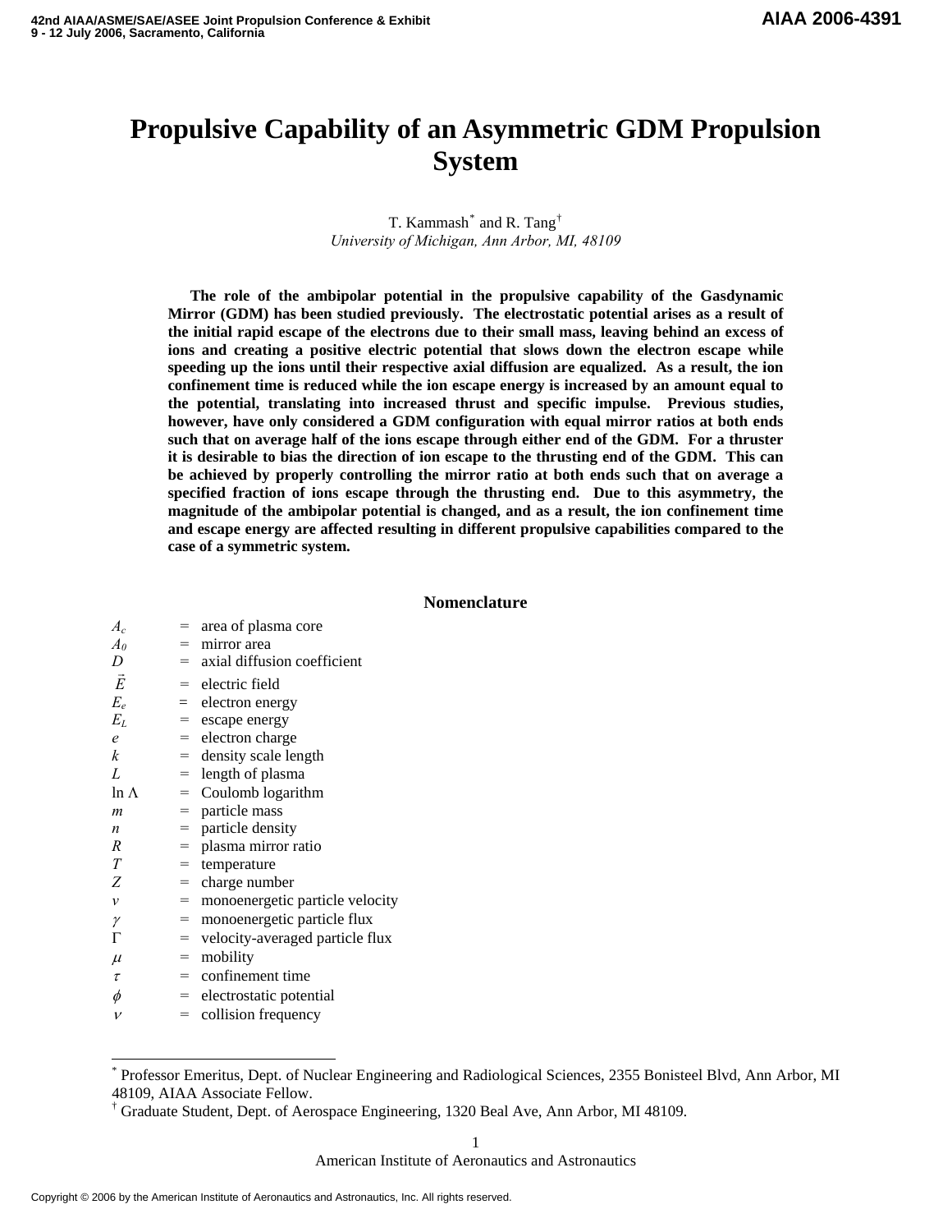# Propulsive Capability of an Asymmetric GDM Propulsion System

T. Kammash[*] and R. Tang[†]
*University of Michigan, Ann Arbor, MI, 48109*

**The role of the ambipolar potential in the propulsive capability of the Gasdynamic Mirror (GDM) has been studied previously. The electrostatic potential arises as a result of the initial rapid escape of the electrons due to their small mass, leaving behind an excess of ions and creating a positive electric potential that slows down the electron escape while speeding up the ions until their respective axial diffusion are equalized. As a result, the ion confinement time is reduced while the ion escape energy is increased by an amount equal to the potential, translating into increased thrust and specific impulse. Previous studies, however, have only considered a GDM configuration with equal mirror ratios at both ends such that on average half of the ions escape through either end of the GDM. For a thruster it is desirable to bias the direction of ion escape to the thrusting end of the GDM. This can be achieved by properly controlling the mirror ratio at both ends such that on average a specified fraction of ions escape through the thrusting end. Due to this asymmetry, the magnitude of the ambipolar potential is changed, and as a result, the ion confinement time and escape energy are affected resulting in different propulsive capabilities compared to the case of a symmetric system.**

## Nomenclature

| | | |
|---|---|---|
| $A_c$ | = | area of plasma core |
| $A_0$ | = | mirror area |
| $D$ | = | axial diffusion coefficient |
| $\vec{E}$ | = | electric field |
| $E_e$ | = | electron energy |
| $E_L$ | = | escape energy |
| $e$ | = | electron charge |
| $k$ | = | density scale length |
| $L$ | = | length of plasma |
| $\ln \Lambda$ | = | Coulomb logarithm |
| $m$ | = | particle mass |
| $n$ | = | particle density |
| $R$ | = | plasma mirror ratio |
| $T$ | = | temperature |
| $Z$ | = | charge number |
| $v$ | = | monoenergetic particle velocity |
| $\gamma$ | = | monoenergetic particle flux |
| $\Gamma$ | = | velocity-averaged particle flux |
| $\mu$ | = | mobility |
| $\tau$ | = | confinement time |
| $\phi$ | = | electrostatic potential |
| $\nu$ | = | collision frequency |

---

[*] Professor Emeritus, Dept. of Nuclear Engineering and Radiological Sciences, 2355 Bonisteel Blvd, Ann Arbor, MI 48109, AIAA Associate Fellow.

[†] Graduate Student, Dept. of Aerospace Engineering, 1320 Beal Ave, Ann Arbor, MI 48109.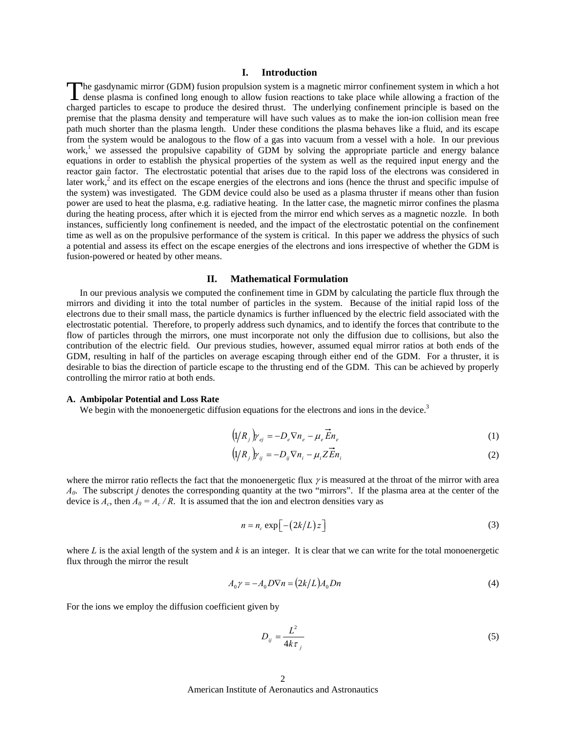## I. Introduction

The gasdynamic mirror (GDM) fusion propulsion system is a magnetic mirror confinement system in which a hot dense plasma is confined long enough to allow fusion reactions to take place while allowing a fraction of the charged particles to escape to produce the desired thrust. The underlying confinement principle is based on the premise that the plasma density and temperature will have such values as to make the ion-ion collision mean free path much shorter than the plasma length. Under these conditions the plasma behaves like a fluid, and its escape from the system would be analogous to the flow of a gas into vacuum from a vessel with a hole. In our previous work,[1] we assessed the propulsive capability of GDM by solving the appropriate particle and energy balance equations in order to establish the physical properties of the system as well as the required input energy and the reactor gain factor. The electrostatic potential that arises due to the rapid loss of the electrons was considered in later work,[2] and its effect on the escape energies of the electrons and ions (hence the thrust and specific impulse of the system) was investigated. The GDM device could also be used as a plasma thruster if means other than fusion power are used to heat the plasma, e.g. radiative heating. In the latter case, the magnetic mirror confines the plasma during the heating process, after which it is ejected from the mirror end which serves as a magnetic nozzle. In both instances, sufficiently long confinement is needed, and the impact of the electrostatic potential on the confinement time as well as on the propulsive performance of the system is critical. In this paper we address the physics of such a potential and assess its effect on the escape energies of the electrons and ions irrespective of whether the GDM is fusion-powered or heated by other means.

## II. Mathematical Formulation

In our previous analysis we computed the confinement time in GDM by calculating the particle flux through the mirrors and dividing it into the total number of particles in the system. Because of the initial rapid loss of the electrons due to their small mass, the particle dynamics is further influenced by the electric field associated with the electrostatic potential. Therefore, to properly address such dynamics, and to identify the forces that contribute to the flow of particles through the mirrors, one must incorporate not only the diffusion due to collisions, but also the contribution of the electric field. Our previous studies, however, assumed equal mirror ratios at both ends of the GDM, resulting in half of the particles on average escaping through either end of the GDM. For a thruster, it is desirable to bias the direction of particle escape to the thrusting end of the GDM. This can be achieved by properly controlling the mirror ratio at both ends.

### A. Ambipolar Potential and Loss Rate

We begin with the monoenergetic diffusion equations for the electrons and ions in the device.[3]

$$\left(1/R_j\right)\gamma_{ej} = -D_e \nabla n_e - \mu_e \vec{E} n_e \tag{1}$$

$$\left(1/R_j\right)\gamma_{ij} = -D_{ij} \nabla n_i - \mu_i Z \vec{E} n_i \tag{2}$$

where the mirror ratio reflects the fact that the monoenergetic flux $\gamma$ is measured at the throat of the mirror with area $A_0$. The subscript $j$ denotes the corresponding quantity at the two "mirrors". If the plasma area at the center of the device is $A_c$, then $A_0 = A_c / R$. It is assumed that the ion and electron densities vary as

$$n = n_c \exp\left[-\left(2k/L\right)z\right] \tag{3}$$

where $L$ is the axial length of the system and $k$ is an integer. It is clear that we can write for the total monoenergetic flux through the mirror the result

$$A_0 \gamma = -A_0 D \nabla n = \left(2k/L\right) A_0 D n \tag{4}$$

For the ions we employ the diffusion coefficient given by

$$D_{ij} = \frac{L^2}{4k\tau_j} \tag{5}$$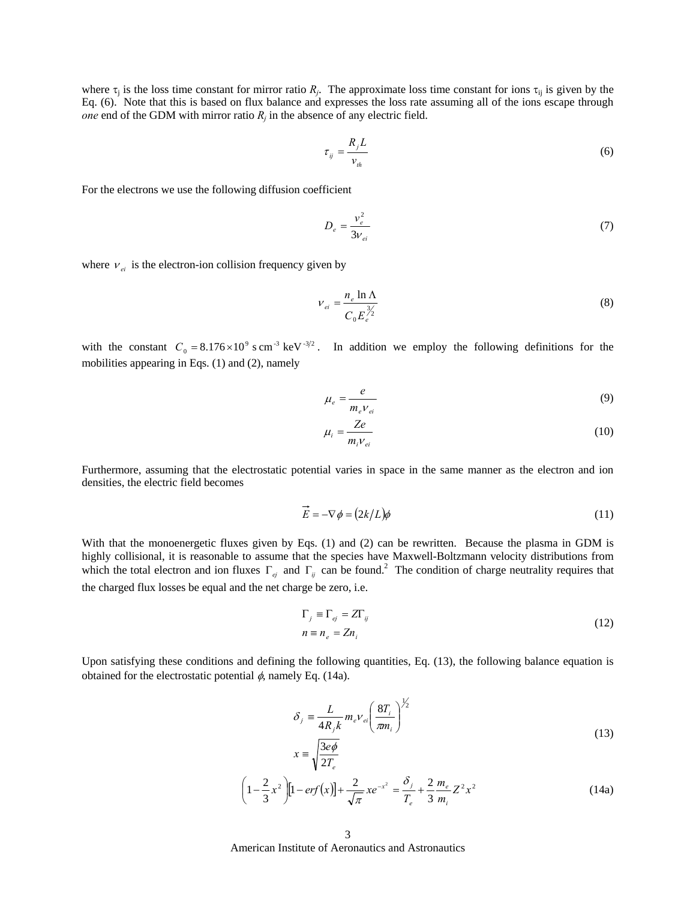where $\tau_j$ is the loss time constant for mirror ratio $R_j$. The approximate loss time constant for ions $\tau_{ij}$ is given by the Eq. (6). Note that this is based on flux balance and expresses the loss rate assuming all of the ions escape through *one* end of the GDM with mirror ratio $R_j$ in the absence of any electric field.

$$\tau_{ij} = \frac{R_j L}{v_{th}} \tag{6}$$

For the electrons we use the following diffusion coefficient

$$D_e = \frac{v_e^2}{3\nu_{ei}} \tag{7}$$

where $\nu_{ei}$ is the electron-ion collision frequency given by

$$\nu_{ei} = \frac{n_e \ln \Lambda}{C_0 E_e^{3/2}} \tag{8}$$

with the constant $C_0 = 8.176 \times 10^9 \text{ s cm}^{-3} \text{ keV}^{-3/2}$. In addition we employ the following definitions for the mobilities appearing in Eqs. (1) and (2), namely

$$\mu_e = \frac{e}{m_e \nu_{ei}} \tag{9}$$

$$\mu_i = \frac{Ze}{m_i \nu_{ei}} \tag{10}$$

Furthermore, assuming that the electrostatic potential varies in space in the same manner as the electron and ion densities, the electric field becomes

$$\vec{E} = -\nabla \phi = (2k/L)\phi \tag{11}$$

With that the monoenergetic fluxes given by Eqs. (1) and (2) can be rewritten. Because the plasma in GDM is highly collisional, it is reasonable to assume that the species have Maxwell-Boltzmann velocity distributions from which the total electron and ion fluxes $\Gamma_{ej}$ and $\Gamma_{ij}$ can be found.[2] The condition of charge neutrality requires that the charged flux losses be equal and the net charge be zero, i.e.

$$\begin{aligned} \Gamma_j &\equiv \Gamma_{ej} = Z\Gamma_{ij} \\ n &\equiv n_e = Zn_i \end{aligned} \tag{12}$$

Upon satisfying these conditions and defining the following quantities, Eq. (13), the following balance equation is obtained for the electrostatic potential $\phi$, namely Eq. (14a).

$$\begin{aligned} \delta_j &\equiv \frac{L}{4R_j k} m_e \nu_{ei} \left( \frac{8T_i}{\pi m_i} \right)^{1/2} \\ x &\equiv \sqrt{\frac{3e\phi}{2T_e}} \end{aligned} \tag{13}$$

$$\left(1 - \frac{2}{3}x^2\right)\left[1 - erf(x)\right] + \frac{2}{\sqrt{\pi}} x e^{-x^2} = \frac{\delta_j}{T_e} + \frac{2}{3}\frac{m_e}{m_i} Z^2 x^2 \tag{14a}$$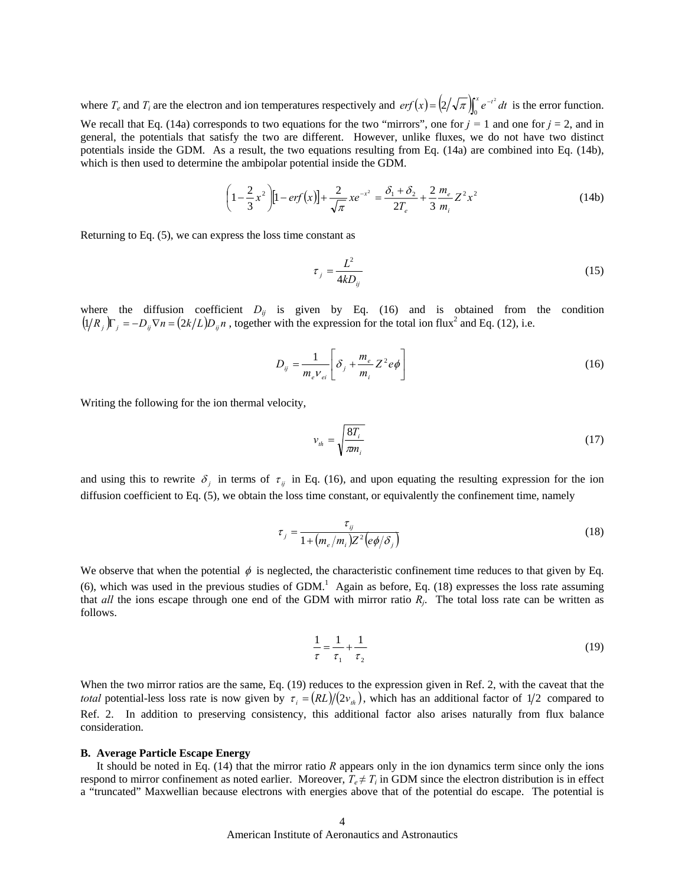where $T_e$ and $T_i$ are the electron and ion temperatures respectively and $erf(x) = \left(2/\sqrt{\pi}\right)\int_0^x e^{-t^2}\,dt$ is the error function. We recall that Eq. (14a) corresponds to two equations for the two "mirrors", one for $j$ = 1 and one for $j$ = 2, and in general, the potentials that satisfy the two are different. However, unlike fluxes, we do not have two distinct potentials inside the GDM. As a result, the two equations resulting from Eq. (14a) are combined into Eq. (14b), which is then used to determine the ambipolar potential inside the GDM.

$$\left(1-\frac{2}{3}x^2\right)\left[1-erf(x)\right]+\frac{2}{\sqrt{\pi}}xe^{-x^2} = \frac{\delta_1+\delta_2}{2T_e}+\frac{2}{3}\frac{m_e}{m_i}Z^2x^2 \tag{14b}$$

Returning to Eq. (5), we can express the loss time constant as

$$\tau_j = \frac{L^2}{4kD_{ij}} \tag{15}$$

where the diffusion coefficient $D_{ij}$ is given by Eq. (16) and is obtained from the condition $\left(1/R_j\right)\Gamma_j = -D_{ij}\nabla n = \left(2k/L\right)D_{ij}n$ , together with the expression for the total ion flux[2] and Eq. (12), i.e.

$$D_{ij} = \frac{1}{m_e\nu_{ei}}\left[\delta_j + \frac{m_e}{m_i}Z^2 e\phi\right] \tag{16}$$

Writing the following for the ion thermal velocity,

$$v_{th} = \sqrt{\frac{8T_i}{\pi m_i}} \tag{17}$$

and using this to rewrite $\delta_j$ in terms of $\tau_{ij}$ in Eq. (16), and upon equating the resulting expression for the ion diffusion coefficient to Eq. (5), we obtain the loss time constant, or equivalently the confinement time, namely

$$\tau_j = \frac{\tau_{ij}}{1+\left(m_e/m_i\right)Z^2\left(e\phi/\delta_j\right)} \tag{18}$$

We observe that when the potential $\phi$ is neglected, the characteristic confinement time reduces to that given by Eq. (6), which was used in the previous studies of GDM.[1] Again as before, Eq. (18) expresses the loss rate assuming that *all* the ions escape through one end of the GDM with mirror ratio $R_j$. The total loss rate can be written as follows.

$$\frac{1}{\tau} = \frac{1}{\tau_1}+\frac{1}{\tau_2} \tag{19}$$

When the two mirror ratios are the same, Eq. (19) reduces to the expression given in Ref. 2, with the caveat that the *total* potential-less loss rate is now given by $\tau_i = (RL)/(2v_{th})$, which has an additional factor of $1/2$ compared to Ref. 2. In addition to preserving consistency, this additional factor also arises naturally from flux balance consideration.

### B. Average Particle Escape Energy

It should be noted in Eq. (14) that the mirror ratio $R$ appears only in the ion dynamics term since only the ions respond to mirror confinement as noted earlier. Moreover, $T_e \neq T_i$ in GDM since the electron distribution is in effect a "truncated" Maxwellian because electrons with energies above that of the potential do escape. The potential is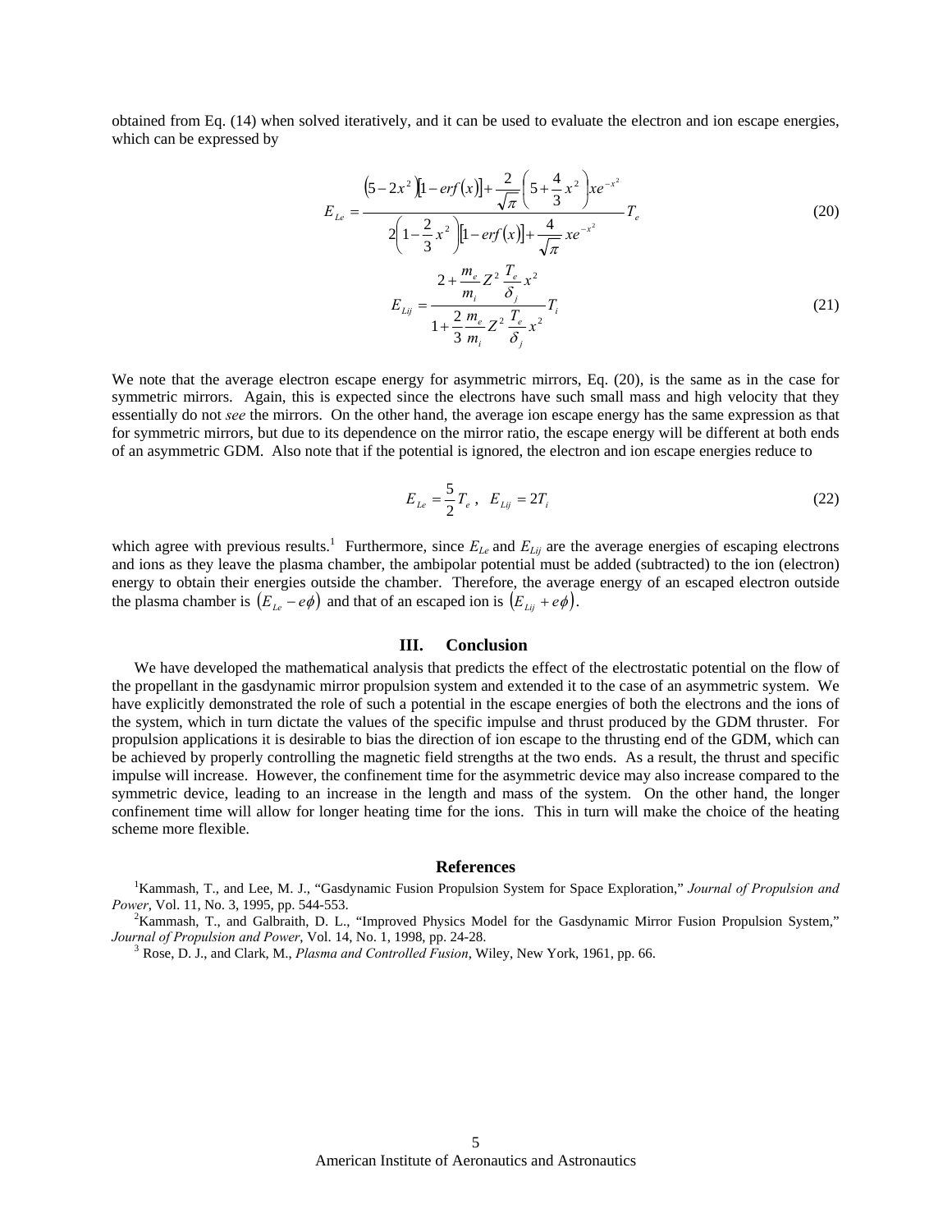obtained from Eq. (14) when solved iteratively, and it can be used to evaluate the electron and ion escape energies, which can be expressed by

$$E_{Le} = \frac{\left(5-2x^2\right)\left[1-erf(x)\right]+\frac{2}{\sqrt{\pi}}\left(5+\frac{4}{3}x^2\right)xe^{-x^2}}{2\left(1-\frac{2}{3}x^2\right)\left[1-erf(x)\right]+\frac{4}{\sqrt{\pi}}xe^{-x^2}}T_e \tag{20}$$

$$E_{Lij} = \frac{2+\frac{m_e}{m_i}Z^2\frac{T_e}{\delta_j}x^2}{1+\frac{2}{3}\frac{m_e}{m_i}Z^2\frac{T_e}{\delta_j}x^2}T_i \tag{21}$$

We note that the average electron escape energy for asymmetric mirrors, Eq. (20), is the same as in the case for symmetric mirrors. Again, this is expected since the electrons have such small mass and high velocity that they essentially do not *see* the mirrors. On the other hand, the average ion escape energy has the same expression as that for symmetric mirrors, but due to its dependence on the mirror ratio, the escape energy will be different at both ends of an asymmetric GDM. Also note that if the potential is ignored, the electron and ion escape energies reduce to

$$E_{Le} = \frac{5}{2}T_e\,,\quad E_{Lij} = 2T_i \tag{22}$$

which agree with previous results.[1] Furthermore, since $E_{Le}$ and $E_{Lij}$ are the average energies of escaping electrons and ions as they leave the plasma chamber, the ambipolar potential must be added (subtracted) to the ion (electron) energy to obtain their energies outside the chamber. Therefore, the average energy of an escaped electron outside the plasma chamber is $\left(E_{Le} - e\phi\right)$ and that of an escaped ion is $\left(E_{Lij} + e\phi\right)$.

## III. Conclusion

We have developed the mathematical analysis that predicts the effect of the electrostatic potential on the flow of the propellant in the gasdynamic mirror propulsion system and extended it to the case of an asymmetric system. We have explicitly demonstrated the role of such a potential in the escape energies of both the electrons and the ions of the system, which in turn dictate the values of the specific impulse and thrust produced by the GDM thruster. For propulsion applications it is desirable to bias the direction of ion escape to the thrusting end of the GDM, which can be achieved by properly controlling the magnetic field strengths at the two ends. As a result, the thrust and specific impulse will increase. However, the confinement time for the asymmetric device may also increase compared to the symmetric device, leading to an increase in the length and mass of the system. On the other hand, the longer confinement time will allow for longer heating time for the ions. This in turn will make the choice of the heating scheme more flexible.

## References

[1] Kammash, T., and Lee, M. J., "Gasdynamic Fusion Propulsion System for Space Exploration," *Journal of Propulsion and Power*, Vol. 11, No. 3, 1995, pp. 544-553.

[2] Kammash, T., and Galbraith, D. L., "Improved Physics Model for the Gasdynamic Mirror Fusion Propulsion System," *Journal of Propulsion and Power*, Vol. 14, No. 1, 1998, pp. 24-28.

[3] Rose, D. J., and Clark, M., *Plasma and Controlled Fusion*, Wiley, New York, 1961, pp. 66.